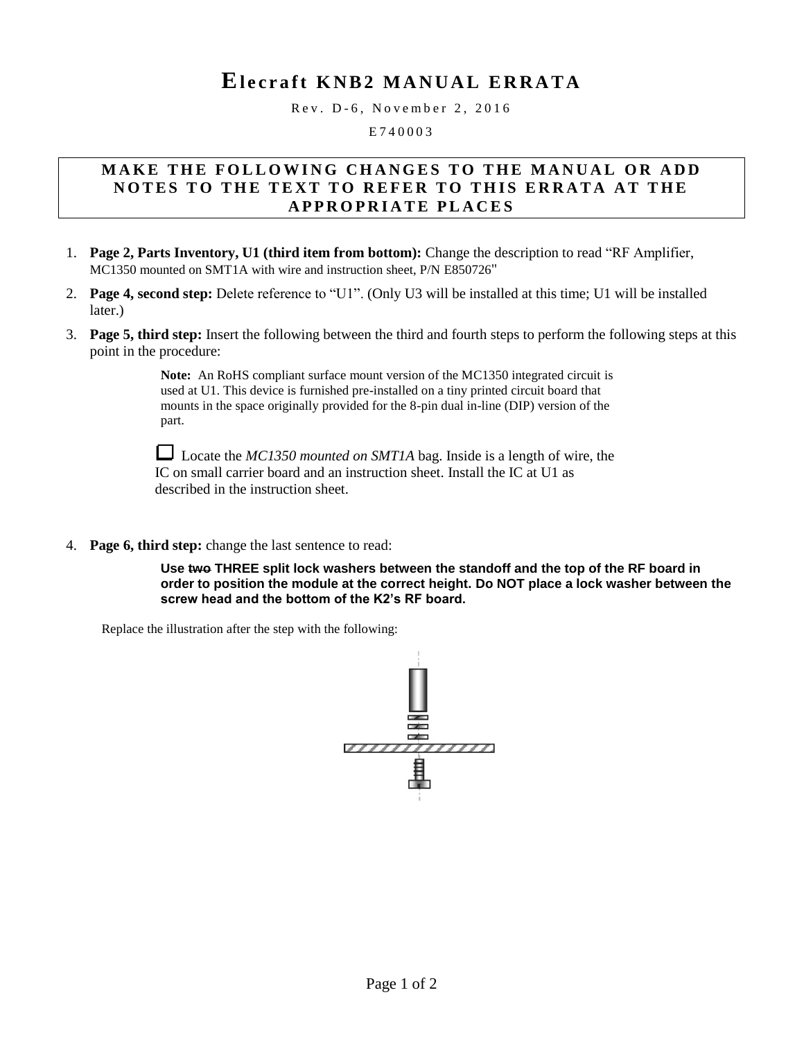# Elecraft KNB2 MANUAL ERRATA

Rev. D-6, November 2, 2016

E740003

**MAKE THE FOLLOWING CHANGES TO THE MANUAL OR ADD NOTES TO THE TEXT TO REFER TO THIS ERRATA AT THE APPROPRIATE PLACES**

1. **Page 2, Parts Inventory, U1 (third item from bottom):** Change the description to read "RF Amplifier, MC1350 mounted on SMT1A with wire and instruction sheet, P/N E850726"
2. **Page 4, second step:** Delete reference to "U1". (Only U3 will be installed at this time; U1 will be installed later.)
3. **Page 5, third step:** Insert the following between the third and fourth steps to perform the following steps at this point in the procedure:

   **Note:** An RoHS compliant surface mount version of the MC1350 integrated circuit is used at U1. This device is furnished pre-installed on a tiny printed circuit board that mounts in the space originally provided for the 8-pin dual in-line (DIP) version of the part.

   ☐ Locate the *MC1350 mounted on SMT1A* bag. Inside is a length of wire, the IC on small carrier board and an instruction sheet. Install the IC at U1 as described in the instruction sheet.

4. **Page 6, third step:** change the last sentence to read:

   **Use ~~two~~ THREE split lock washers between the standoff and the top of the RF board in order to position the module at the correct height. Do NOT place a lock washer between the screw head and the bottom of the K2's RF board.**

Replace the illustration after the step with the following: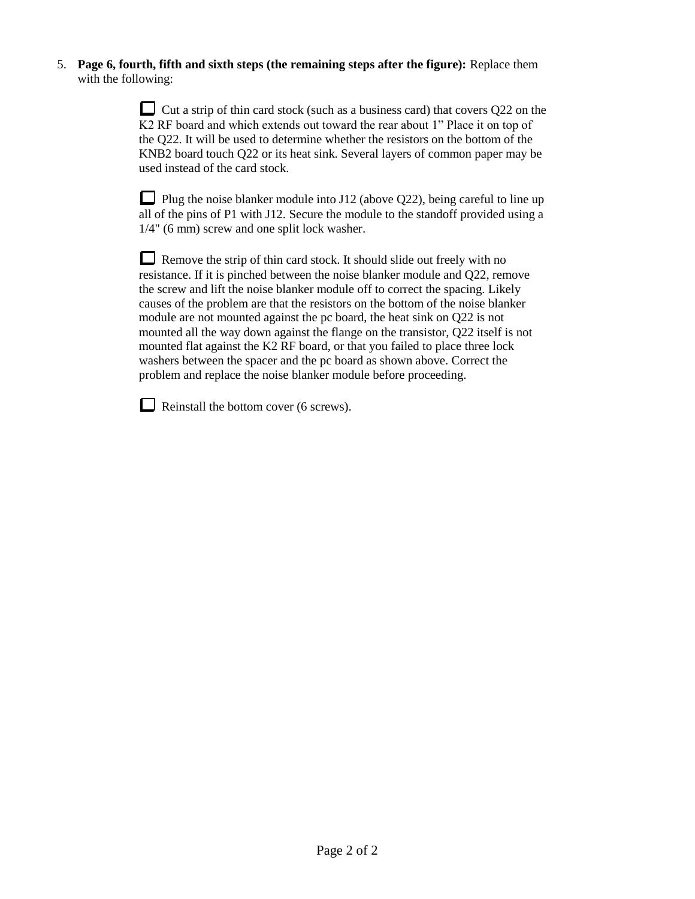5. **Page 6, fourth, fifth and sixth steps (the remaining steps after the figure):** Replace them with the following:

   ☐ Cut a strip of thin card stock (such as a business card) that covers Q22 on the K2 RF board and which extends out toward the rear about 1" Place it on top of the Q22. It will be used to determine whether the resistors on the bottom of the KNB2 board touch Q22 or its heat sink. Several layers of common paper may be used instead of the card stock.

   ☐ Plug the noise blanker module into J12 (above Q22), being careful to line up all of the pins of P1 with J12. Secure the module to the standoff provided using a 1/4" (6 mm) screw and one split lock washer.

   ☐ Remove the strip of thin card stock. It should slide out freely with no resistance. If it is pinched between the noise blanker module and Q22, remove the screw and lift the noise blanker module off to correct the spacing. Likely causes of the problem are that the resistors on the bottom of the noise blanker module are not mounted against the pc board, the heat sink on Q22 is not mounted all the way down against the flange on the transistor, Q22 itself is not mounted flat against the K2 RF board, or that you failed to place three lock washers between the spacer and the pc board as shown above. Correct the problem and replace the noise blanker module before proceeding.

   ☐ Reinstall the bottom cover (6 screws).